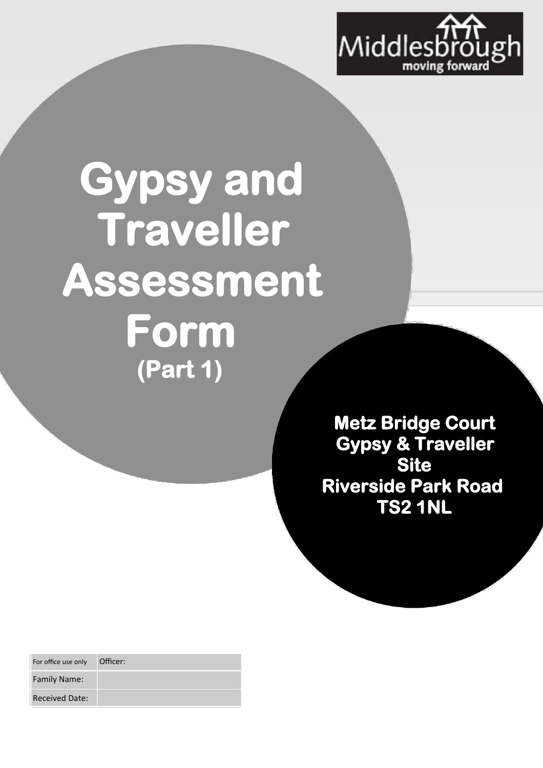Middlesbrough
moving forward

# Gypsy and Traveller Assessment Form

## (Part 1)

**Metz Bridge Court**
**Gypsy & Traveller Site**
**Riverside Park Road**
**TS2 1NL**

| For office use only | Officer: |
| --- | --- |
| Family Name: | |
| Received Date: | |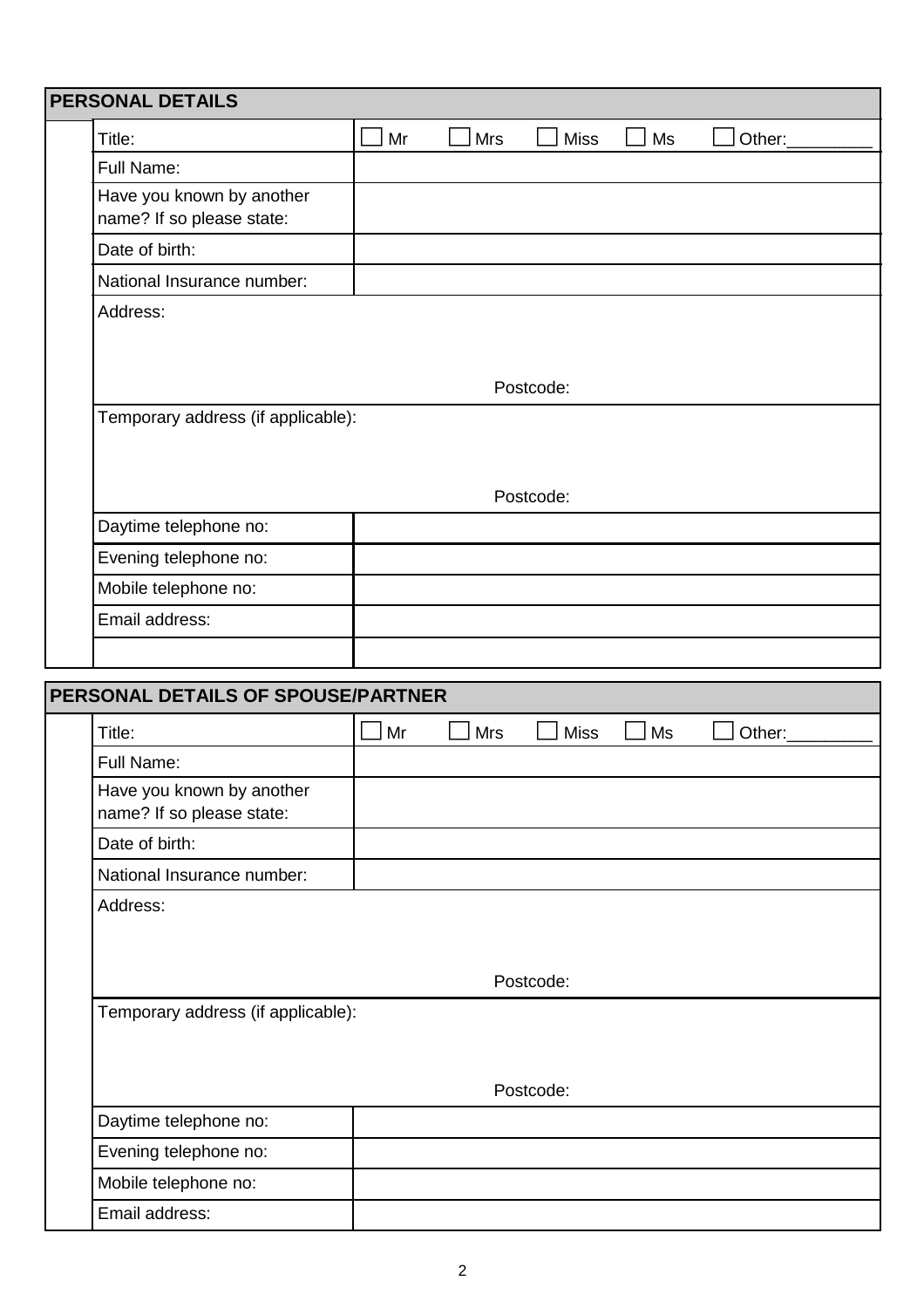## PERSONAL DETAILS

| Field | |
|---|---|
| Title: | ☐ Mr ☐ Mrs ☐ Miss ☐ Ms ☐ Other:_________ |
| Full Name: | |
| Have you known by another name? If so please state: | |
| Date of birth: | |
| National Insurance number: | |
| Address: | Postcode: |
| Temporary address (if applicable): | Postcode: |
| Daytime telephone no: | |
| Evening telephone no: | |
| Mobile telephone no: | |
| Email address: | |
| | |

## PERSONAL DETAILS OF SPOUSE/PARTNER

| Field | |
|---|---|
| Title: | ☐ Mr ☐ Mrs ☐ Miss ☐ Ms ☐ Other:_________ |
| Full Name: | |
| Have you known by another name? If so please state: | |
| Date of birth: | |
| National Insurance number: | |
| Address: | Postcode: |
| Temporary address (if applicable): | Postcode: |
| Daytime telephone no: | |
| Evening telephone no: | |
| Mobile telephone no: | |
| Email address: | |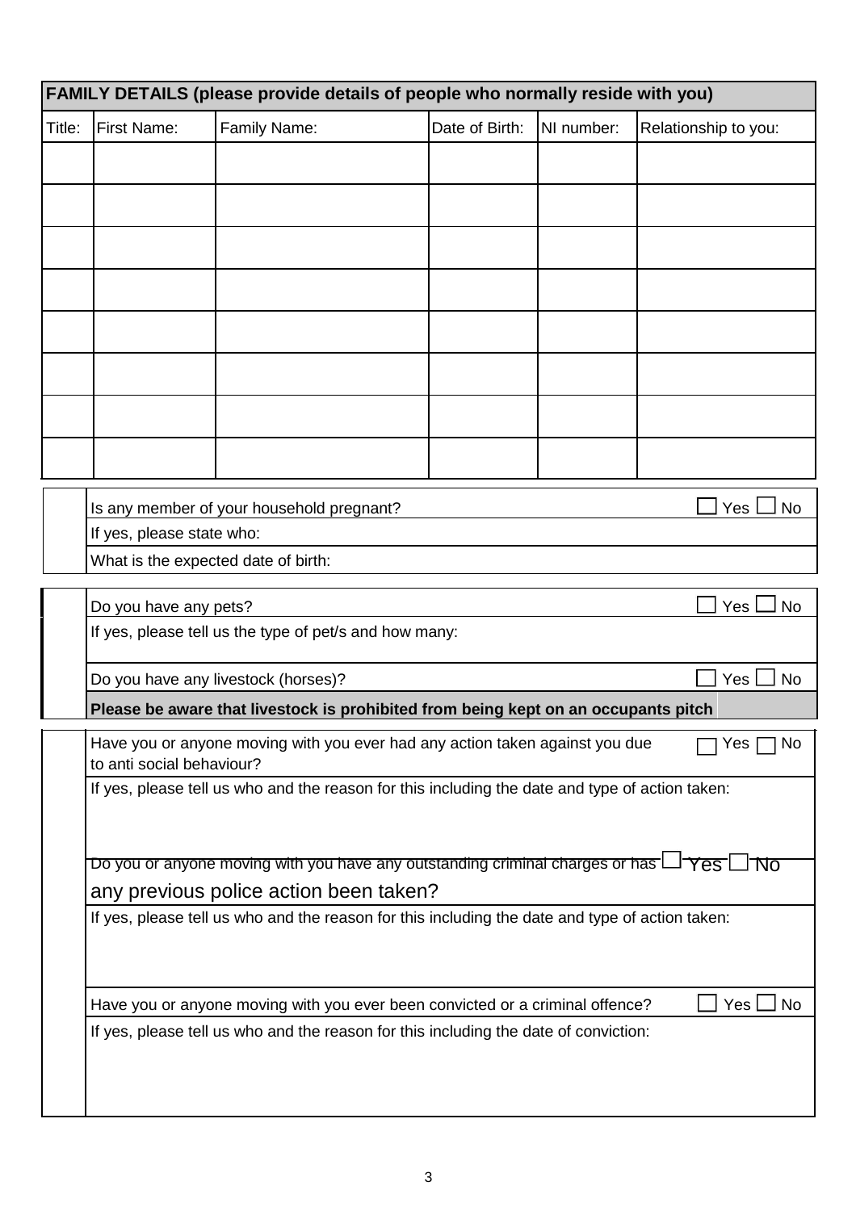| **FAMILY DETAILS (please provide details of people who normally reside with you)** | | | | | |
|---|---|---|---|---|---|
| Title: | First Name: | Family Name: | Date of Birth: | NI number: | Relationship to you: |
| | | | | | |
| | | | | | |
| | | | | | |
| | | | | | |
| | | | | | |
| | | | | | |
| | | | | | |
| | | | | | |

Is any member of your household pregnant? ☐ Yes ☐ No

If yes, please state who:

What is the expected date of birth:

Do you have any pets? ☐ Yes ☐ No

If yes, please tell us the type of pet/s and how many:

Do you have any livestock (horses)? ☐ Yes ☐ No

**Please be aware that livestock is prohibited from being kept on an occupants pitch**

Have you or anyone moving with you ever had any action taken against you due to anti social behaviour? ☐ Yes ☐ No

If yes, please tell us who and the reason for this including the date and type of action taken:

Do you or anyone moving with you have any outstanding criminal charges or has any previous police action been taken? ☐ Yes ☐ No

If yes, please tell us who and the reason for this including the date and type of action taken:

Have you or anyone moving with you ever been convicted or a criminal offence? ☐ Yes ☐ No

If yes, please tell us who and the reason for this including the date of conviction: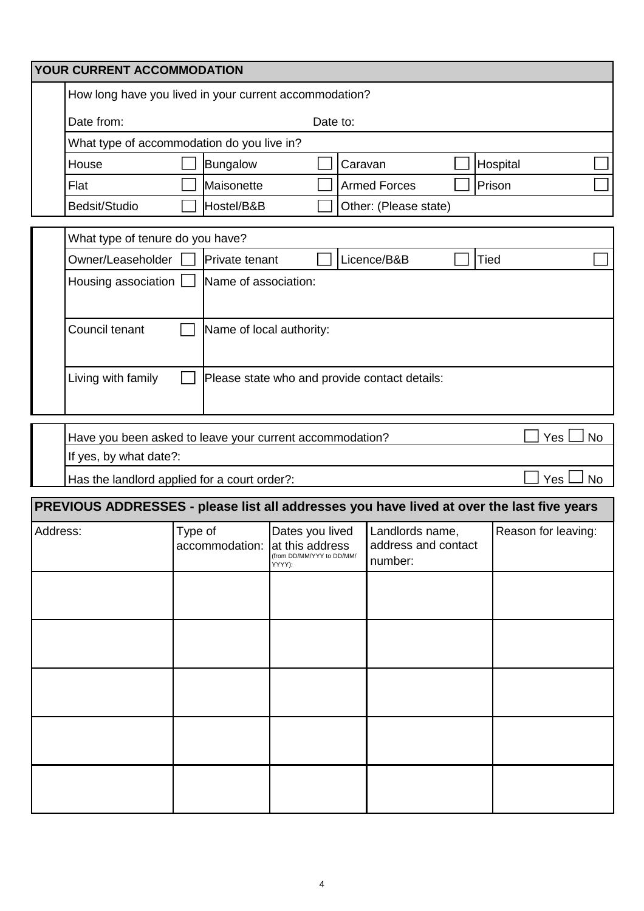## YOUR CURRENT ACCOMMODATION

How long have you lived in your current accommodation?

Date from: Date to:

What type of accommodation do you live in?

| | | | | | | | |
|---|---|---|---|---|---|---|---|
| House | ☐ | Bungalow | ☐ | Caravan | ☐ | Hospital | ☐ |
| Flat | ☐ | Maisonette | ☐ | Armed Forces | ☐ | Prison | ☐ |
| Bedsit/Studio | ☐ | Hostel/B&B | ☐ | Other: (Please state) | | | |

What type of tenure do you have?

| | | | | | | | |
|---|---|---|---|---|---|---|---|
| Owner/Leaseholder | ☐ | Private tenant | ☐ | Licence/B&B | ☐ | Tied | ☐ |
| Housing association | ☐ | Name of association: | | | | | |
| Council tenant | ☐ | Name of local authority: | | | | | |
| Living with family | ☐ | Please state who and provide contact details: | | | | | |

Have you been asked to leave your current accommodation? ☐ Yes ☐ No

If yes, by what date?:

Has the landlord applied for a court order?: ☐ Yes ☐ No

## PREVIOUS ADDRESSES - please list all addresses you have lived at over the last five years

| Address: | Type of accommodation: | Dates you lived at this address (from DD/MM/YYY to DD/MM/YYYY): | Landlords name, address and contact number: | Reason for leaving: |
|---|---|---|---|---|
| | | | | |
| | | | | |
| | | | | |
| | | | | |
| | | | | |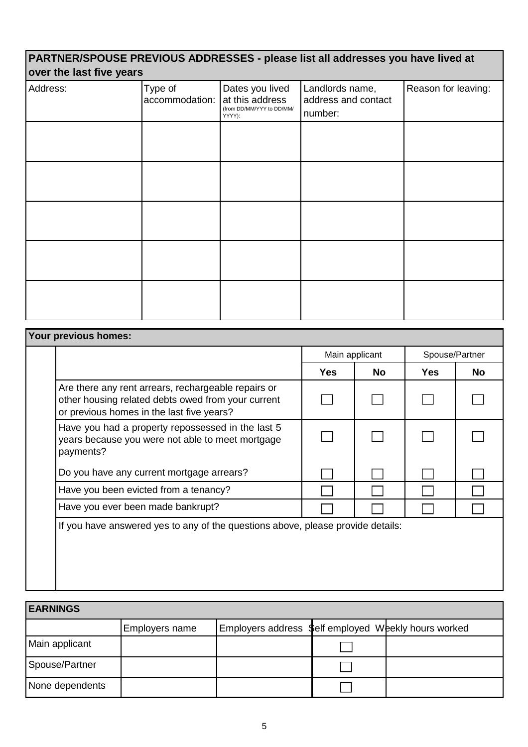## PARTNER/SPOUSE PREVIOUS ADDRESSES - please list all addresses you have lived at over the last five years

| Address: | Type of accommodation: | Dates you lived at this address (from DD/MM/YYY to DD/MM/YYYY): | Landlords name, address and contact number: | Reason for leaving: |
|---|---|---|---|---|
| | | | | |
| | | | | |
| | | | | |
| | | | | |
| | | | | |

## Your previous homes:

| | Main applicant | | Spouse/Partner | |
|---|---|---|---|---|
| | **Yes** | **No** | **Yes** | **No** |
| Are there any rent arrears, rechargeable repairs or other housing related debts owed from your current or previous homes in the last five years? | ☐ | ☐ | ☐ | ☐ |
| Have you had a property repossessed in the last 5 years because you were not able to meet mortgage payments? | ☐ | ☐ | ☐ | ☐ |
| Do you have any current mortgage arrears? | ☐ | ☐ | ☐ | ☐ |
| Have you been evicted from a tenancy? | ☐ | ☐ | ☐ | ☐ |
| Have you ever been made bankrupt? | ☐ | ☐ | ☐ | ☐ |

If you have answered yes to any of the questions above, please provide details:

## EARNINGS

| | Employers name | Employers address | Self employed | Weekly hours worked |
|---|---|---|---|---|
| Main applicant | | | ☐ | |
| Spouse/Partner | | | ☐ | |
| None dependents | | | ☐ | |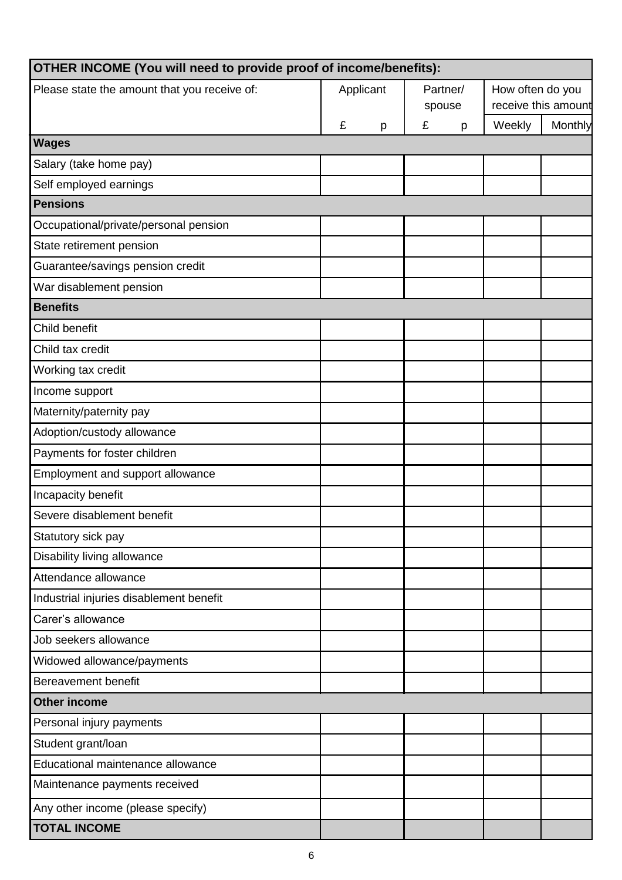| OTHER INCOME (You will need to provide proof of income/benefits): | | | | | | |
|---|---|---|---|---|---|---|
| Please state the amount that you receive of: | Applicant | | Partner/ spouse | | How often do you receive this amount | |
| | £ | p | £ | p | Weekly | Monthly |
| **Wages** | | | | | | |
| Salary (take home pay) | | | | | | |
| Self employed earnings | | | | | | |
| **Pensions** | | | | | | |
| Occupational/private/personal pension | | | | | | |
| State retirement pension | | | | | | |
| Guarantee/savings pension credit | | | | | | |
| War disablement pension | | | | | | |
| **Benefits** | | | | | | |
| Child benefit | | | | | | |
| Child tax credit | | | | | | |
| Working tax credit | | | | | | |
| Income support | | | | | | |
| Maternity/paternity pay | | | | | | |
| Adoption/custody allowance | | | | | | |
| Payments for foster children | | | | | | |
| Employment and support allowance | | | | | | |
| Incapacity benefit | | | | | | |
| Severe disablement benefit | | | | | | |
| Statutory sick pay | | | | | | |
| Disability living allowance | | | | | | |
| Attendance allowance | | | | | | |
| Industrial injuries disablement benefit | | | | | | |
| Carer's allowance | | | | | | |
| Job seekers allowance | | | | | | |
| Widowed allowance/payments | | | | | | |
| Bereavement benefit | | | | | | |
| **Other income** | | | | | | |
| Personal injury payments | | | | | | |
| Student grant/loan | | | | | | |
| Educational maintenance allowance | | | | | | |
| Maintenance payments received | | | | | | |
| Any other income (please specify) | | | | | | |
| **TOTAL INCOME** | | | | | | |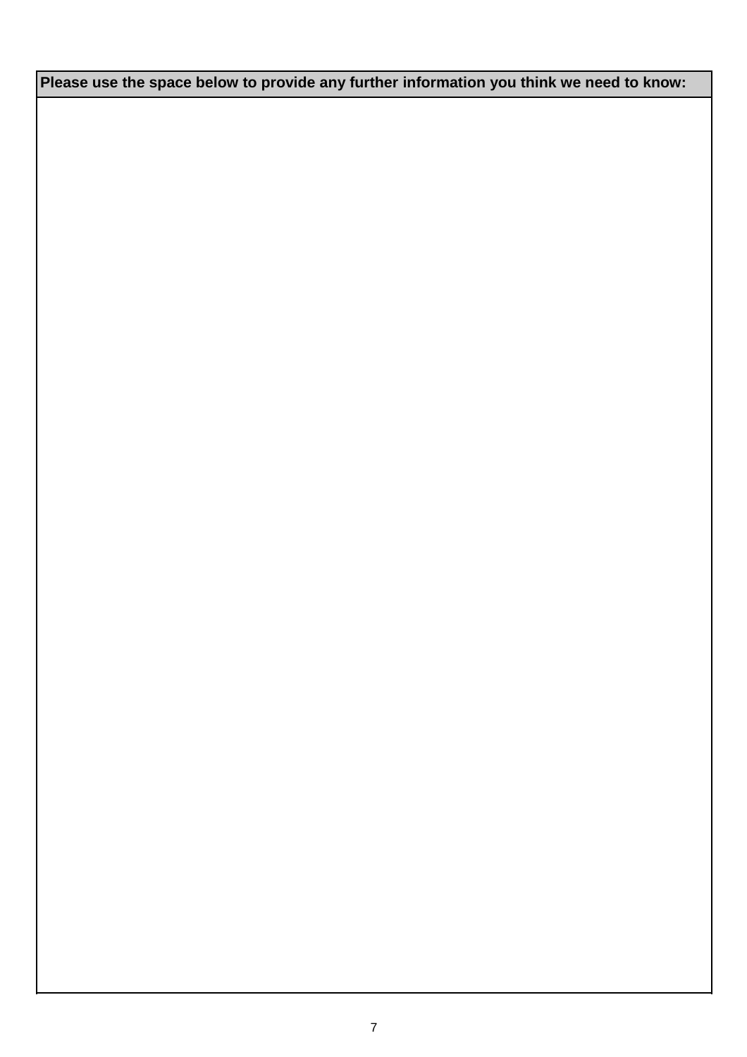| Please use the space below to provide any further information you think we need to know: |
| --- |
| |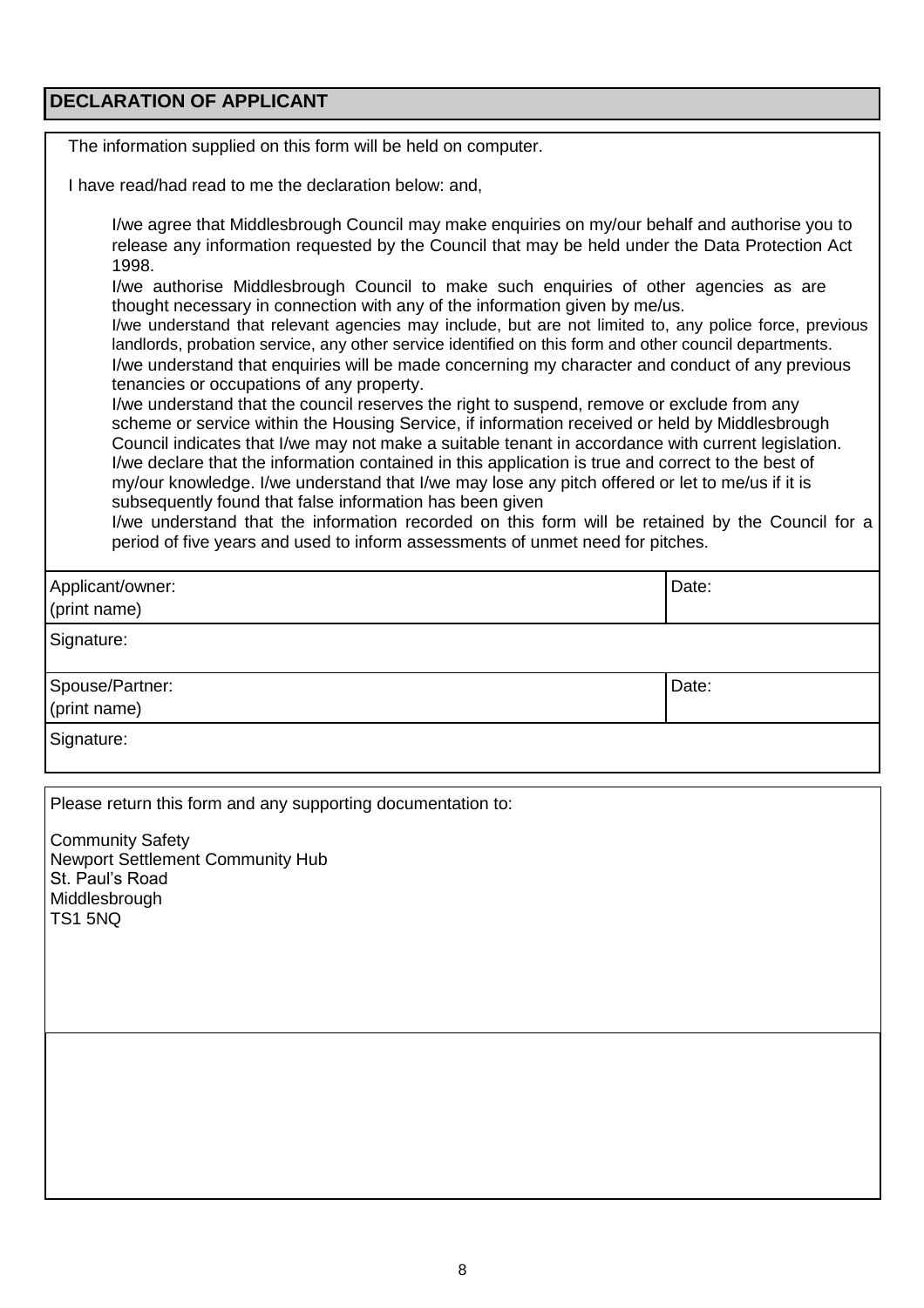## DECLARATION OF APPLICANT

The information supplied on this form will be held on computer.

I have read/had read to me the declaration below: and,

I/we agree that Middlesbrough Council may make enquiries on my/our behalf and authorise you to release any information requested by the Council that may be held under the Data Protection Act 1998.
I/we authorise Middlesbrough Council to make such enquiries of other agencies as are thought necessary in connection with any of the information given by me/us.
I/we understand that relevant agencies may include, but are not limited to, any police force, previous landlords, probation service, any other service identified on this form and other council departments.
I/we understand that enquiries will be made concerning my character and conduct of any previous tenancies or occupations of any property.
I/we understand that the council reserves the right to suspend, remove or exclude from any scheme or service within the Housing Service, if information received or held by Middlesbrough Council indicates that I/we may not make a suitable tenant in accordance with current legislation.
I/we declare that the information contained in this application is true and correct to the best of my/our knowledge. I/we understand that I/we may lose any pitch offered or let to me/us if it is subsequently found that false information has been given
I/we understand that the information recorded on this form will be retained by the Council for a period of five years and used to inform assessments of unmet need for pitches.

| | |
|---|---|
| Applicant/owner:<br>(print name) | Date: |
| Signature: | |
| Spouse/Partner:<br>(print name) | Date: |
| Signature: | |

Please return this form and any supporting documentation to:

Community Safety
Newport Settlement Community Hub
St. Paul's Road
Middlesbrough
TS1 5NQ